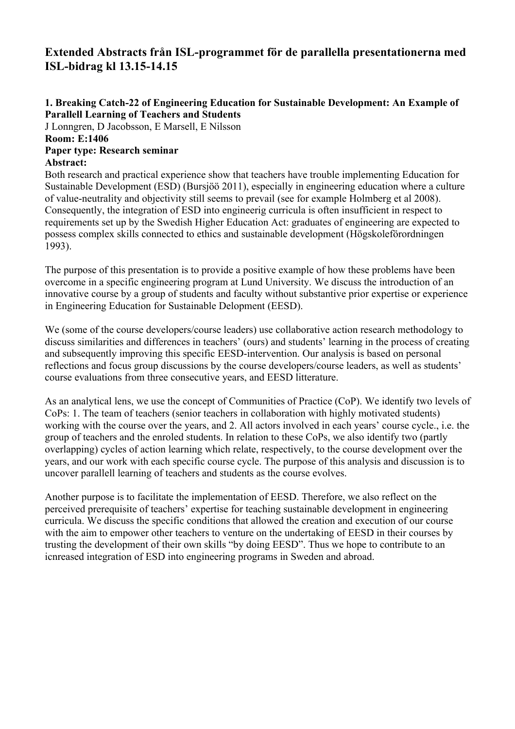# Extended Abstracts från ISL-programmet för de parallella presentationerna med ISL-bidrag kl 13.15-14.15

### 1. Breaking Catch-22 of Engineering Education for Sustainable Development: An Example of Parallell Learning of Teachers and Students

J Lonngren, D Jacobsson, E Marsell, E Nilsson

**Room: E:1406**

**Paper type: Research seminar**

**Abstract:**

Both research and practical experience show that teachers have trouble implementing Education for Sustainable Development (ESD) (Bursjöö 2011), especially in engineering education where a culture of value-neutrality and objectivity still seems to prevail (see for example Holmberg et al 2008). Consequently, the integration of ESD into engineerig curricula is often insufficient in respect to requirements set up by the Swedish Higher Education Act: graduates of engineering are expected to possess complex skills connected to ethics and sustainable development (Högskoleförordningen 1993).

The purpose of this presentation is to provide a positive example of how these problems have been overcome in a specific engineering program at Lund University. We discuss the introduction of an innovative course by a group of students and faculty without substantive prior expertise or experience in Engineering Education for Sustainable Delopment (EESD).

We (some of the course developers/course leaders) use collaborative action research methodology to discuss similarities and differences in teachers' (ours) and students' learning in the process of creating and subsequently improving this specific EESD-intervention. Our analysis is based on personal reflections and focus group discussions by the course developers/course leaders, as well as students' course evaluations from three consecutive years, and EESD litterature.

As an analytical lens, we use the concept of Communities of Practice (CoP). We identify two levels of CoPs: 1. The team of teachers (senior teachers in collaboration with highly motivated students) working with the course over the years, and 2. All actors involved in each years' course cycle., i.e. the group of teachers and the enroled students. In relation to these CoPs, we also identify two (partly overlapping) cycles of action learning which relate, respectively, to the course development over the years, and our work with each specific course cycle. The purpose of this analysis and discussion is to uncover parallell learning of teachers and students as the course evolves.

Another purpose is to facilitate the implementation of EESD. Therefore, we also reflect on the perceived prerequisite of teachers' expertise for teaching sustainable development in engineering curricula. We discuss the specific conditions that allowed the creation and execution of our course with the aim to empower other teachers to venture on the undertaking of EESD in their courses by trusting the development of their own skills "by doing EESD". Thus we hope to contribute to an icnreased integration of ESD into engineering programs in Sweden and abroad.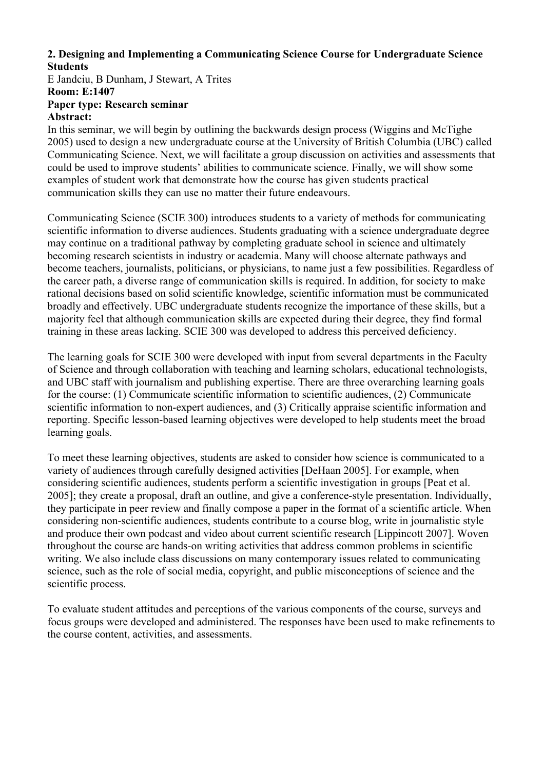**2. Designing and Implementing a Communicating Science Course for Undergraduate Science Students**

E Jandciu, B Dunham, J Stewart, A Trites

**Room: E:1407**

**Paper type: Research seminar**

**Abstract:**

In this seminar, we will begin by outlining the backwards design process (Wiggins and McTighe 2005) used to design a new undergraduate course at the University of British Columbia (UBC) called Communicating Science. Next, we will facilitate a group discussion on activities and assessments that could be used to improve students' abilities to communicate science. Finally, we will show some examples of student work that demonstrate how the course has given students practical communication skills they can use no matter their future endeavours.

Communicating Science (SCIE 300) introduces students to a variety of methods for communicating scientific information to diverse audiences. Students graduating with a science undergraduate degree may continue on a traditional pathway by completing graduate school in science and ultimately becoming research scientists in industry or academia. Many will choose alternate pathways and become teachers, journalists, politicians, or physicians, to name just a few possibilities. Regardless of the career path, a diverse range of communication skills is required. In addition, for society to make rational decisions based on solid scientific knowledge, scientific information must be communicated broadly and effectively. UBC undergraduate students recognize the importance of these skills, but a majority feel that although communication skills are expected during their degree, they find formal training in these areas lacking. SCIE 300 was developed to address this perceived deficiency.

The learning goals for SCIE 300 were developed with input from several departments in the Faculty of Science and through collaboration with teaching and learning scholars, educational technologists, and UBC staff with journalism and publishing expertise. There are three overarching learning goals for the course: (1) Communicate scientific information to scientific audiences, (2) Communicate scientific information to non-expert audiences, and (3) Critically appraise scientific information and reporting. Specific lesson-based learning objectives were developed to help students meet the broad learning goals.

To meet these learning objectives, students are asked to consider how science is communicated to a variety of audiences through carefully designed activities [DeHaan 2005]. For example, when considering scientific audiences, students perform a scientific investigation in groups [Peat et al. 2005]; they create a proposal, draft an outline, and give a conference-style presentation. Individually, they participate in peer review and finally compose a paper in the format of a scientific article. When considering non-scientific audiences, students contribute to a course blog, write in journalistic style and produce their own podcast and video about current scientific research [Lippincott 2007]. Woven throughout the course are hands-on writing activities that address common problems in scientific writing. We also include class discussions on many contemporary issues related to communicating science, such as the role of social media, copyright, and public misconceptions of science and the scientific process.

To evaluate student attitudes and perceptions of the various components of the course, surveys and focus groups were developed and administered. The responses have been used to make refinements to the course content, activities, and assessments.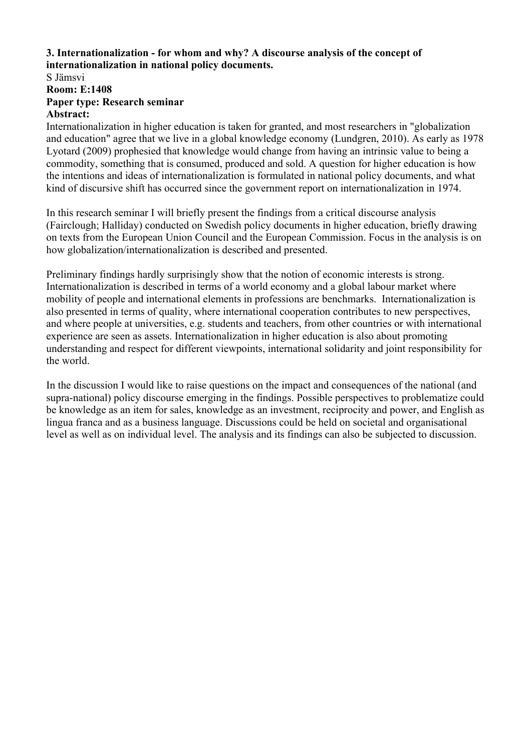**3. Internationalization - for whom and why? A discourse analysis of the concept of internationalization in national policy documents.**

S Jämsvi

**Room: E:1408**

**Paper type: Research seminar**

**Abstract:**

Internationalization in higher education is taken for granted, and most researchers in "globalization and education" agree that we live in a global knowledge economy (Lundgren, 2010). As early as 1978 Lyotard (2009) prophesied that knowledge would change from having an intrinsic value to being a commodity, something that is consumed, produced and sold. A question for higher education is how the intentions and ideas of internationalization is formulated in national policy documents, and what kind of discursive shift has occurred since the government report on internationalization in 1974.

In this research seminar I will briefly present the findings from a critical discourse analysis (Fairclough; Halliday) conducted on Swedish policy documents in higher education, briefly drawing on texts from the European Union Council and the European Commission. Focus in the analysis is on how globalization/internationalization is described and presented.

Preliminary findings hardly surprisingly show that the notion of economic interests is strong. Internationalization is described in terms of a world economy and a global labour market where mobility of people and international elements in professions are benchmarks. Internationalization is also presented in terms of quality, where international cooperation contributes to new perspectives, and where people at universities, e.g. students and teachers, from other countries or with international experience are seen as assets. Internationalization in higher education is also about promoting understanding and respect for different viewpoints, international solidarity and joint responsibility for the world.

In the discussion I would like to raise questions on the impact and consequences of the national (and supra-national) policy discourse emerging in the findings. Possible perspectives to problematize could be knowledge as an item for sales, knowledge as an investment, reciprocity and power, and English as lingua franca and as a business language. Discussions could be held on societal and organisational level as well as on individual level. The analysis and its findings can also be subjected to discussion.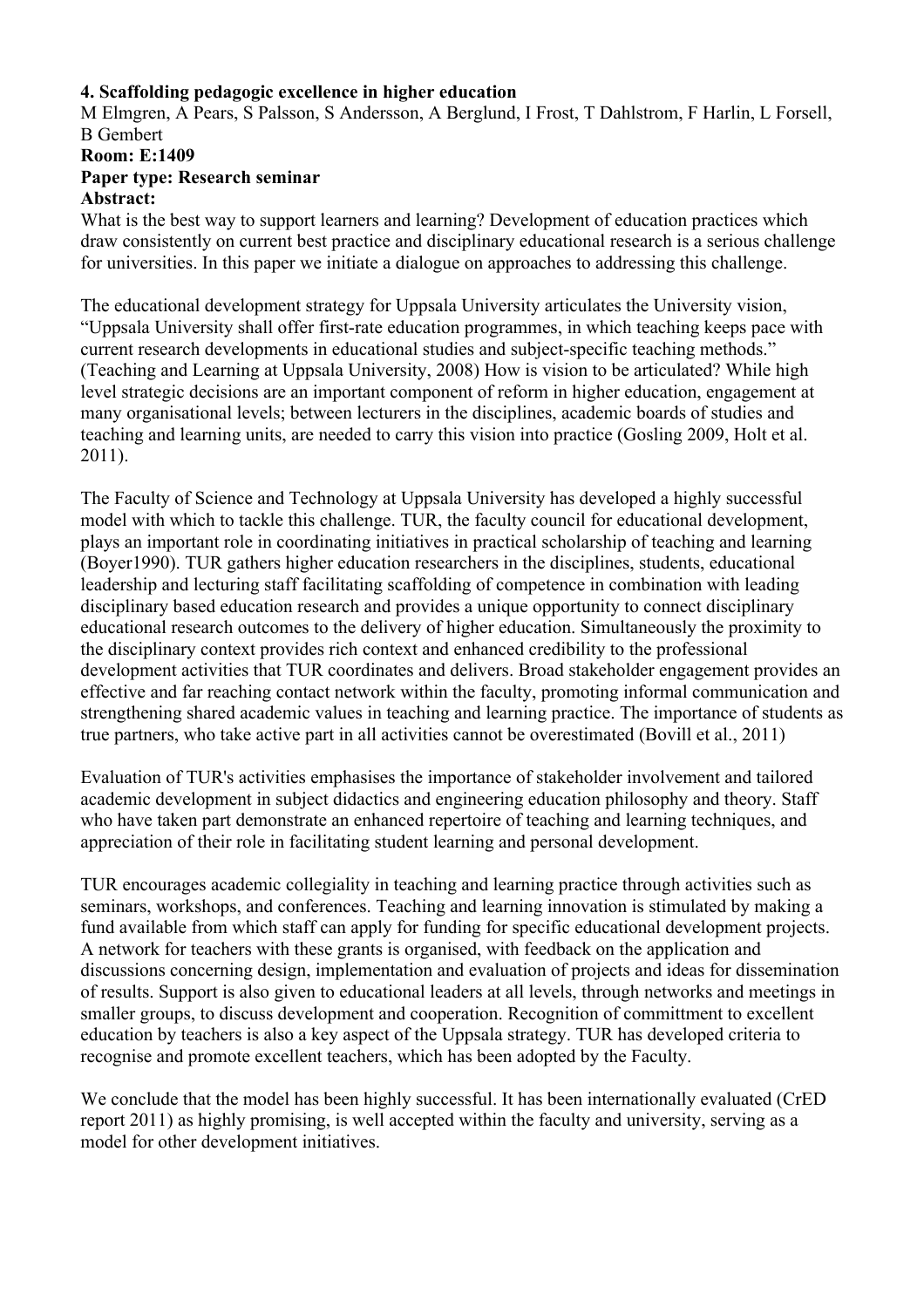**4. Scaffolding pedagogic excellence in higher education**

M Elmgren, A Pears, S Palsson, S Andersson, A Berglund, I Frost, T Dahlstrom, F Harlin, L Forsell, B Gembert

**Room: E:1409**

**Paper type: Research seminar**

**Abstract:**

What is the best way to support learners and learning? Development of education practices which draw consistently on current best practice and disciplinary educational research is a serious challenge for universities. In this paper we initiate a dialogue on approaches to addressing this challenge.

The educational development strategy for Uppsala University articulates the University vision, "Uppsala University shall offer first-rate education programmes, in which teaching keeps pace with current research developments in educational studies and subject-specific teaching methods." (Teaching and Learning at Uppsala University, 2008) How is vision to be articulated? While high level strategic decisions are an important component of reform in higher education, engagement at many organisational levels; between lecturers in the disciplines, academic boards of studies and teaching and learning units, are needed to carry this vision into practice (Gosling 2009, Holt et al. 2011).

The Faculty of Science and Technology at Uppsala University has developed a highly successful model with which to tackle this challenge. TUR, the faculty council for educational development, plays an important role in coordinating initiatives in practical scholarship of teaching and learning (Boyer1990). TUR gathers higher education researchers in the disciplines, students, educational leadership and lecturing staff facilitating scaffolding of competence in combination with leading disciplinary based education research and provides a unique opportunity to connect disciplinary educational research outcomes to the delivery of higher education. Simultaneously the proximity to the disciplinary context provides rich context and enhanced credibility to the professional development activities that TUR coordinates and delivers. Broad stakeholder engagement provides an effective and far reaching contact network within the faculty, promoting informal communication and strengthening shared academic values in teaching and learning practice. The importance of students as true partners, who take active part in all activities cannot be overestimated (Bovill et al., 2011)

Evaluation of TUR's activities emphasises the importance of stakeholder involvement and tailored academic development in subject didactics and engineering education philosophy and theory. Staff who have taken part demonstrate an enhanced repertoire of teaching and learning techniques, and appreciation of their role in facilitating student learning and personal development.

TUR encourages academic collegiality in teaching and learning practice through activities such as seminars, workshops, and conferences. Teaching and learning innovation is stimulated by making a fund available from which staff can apply for funding for specific educational development projects. A network for teachers with these grants is organised, with feedback on the application and discussions concerning design, implementation and evaluation of projects and ideas for dissemination of results. Support is also given to educational leaders at all levels, through networks and meetings in smaller groups, to discuss development and cooperation. Recognition of committment to excellent education by teachers is also a key aspect of the Uppsala strategy. TUR has developed criteria to recognise and promote excellent teachers, which has been adopted by the Faculty.

We conclude that the model has been highly successful. It has been internationally evaluated (CrED report 2011) as highly promising, is well accepted within the faculty and university, serving as a model for other development initiatives.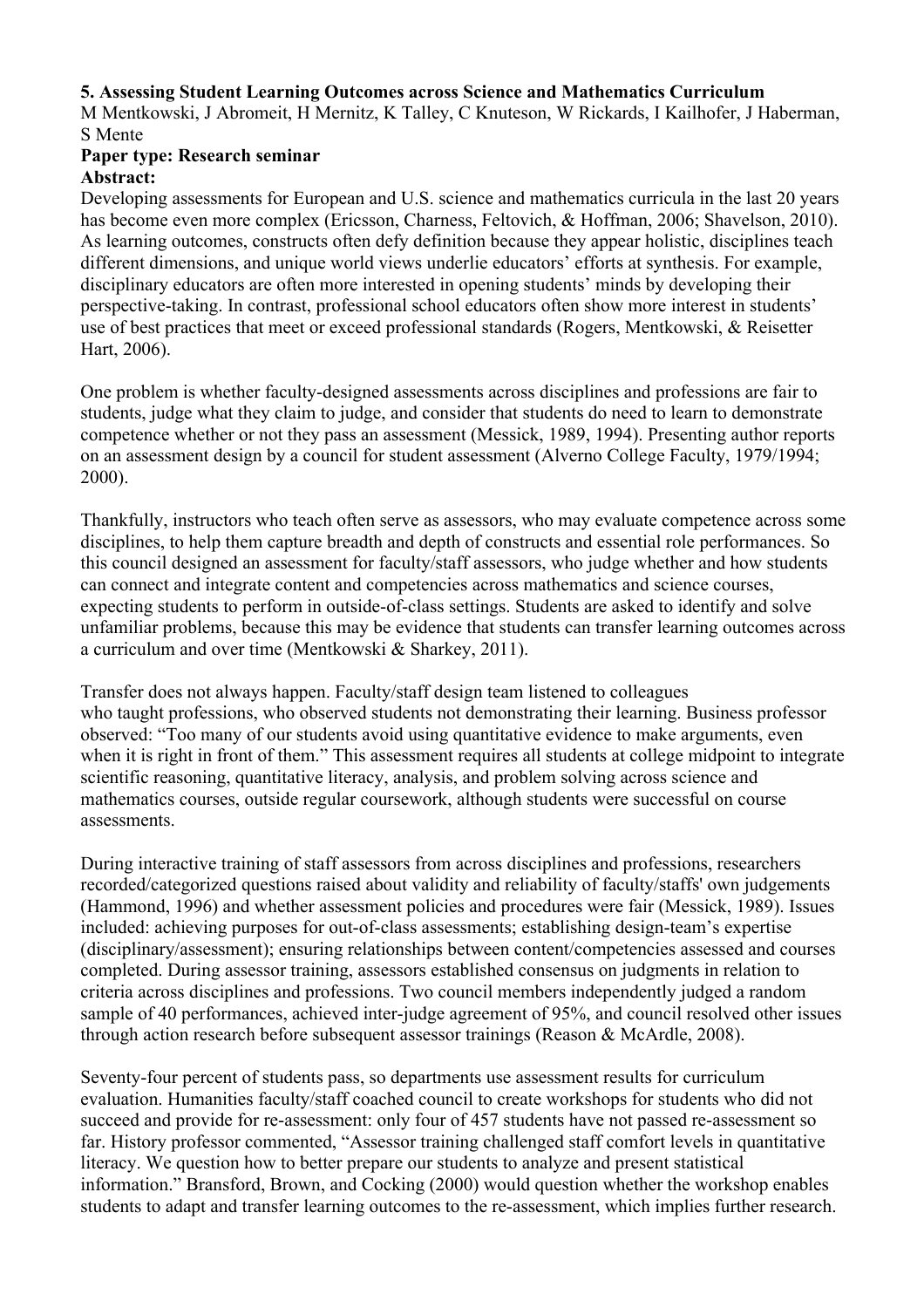**5. Assessing Student Learning Outcomes across Science and Mathematics Curriculum**
M Mentkowski, J Abromeit, H Mernitz, K Talley, C Knuteson, W Rickards, I Kailhofer, J Haberman, S Mente

**Paper type: Research seminar**

**Abstract:**

Developing assessments for European and U.S. science and mathematics curricula in the last 20 years has become even more complex (Ericsson, Charness, Feltovich, & Hoffman, 2006; Shavelson, 2010). As learning outcomes, constructs often defy definition because they appear holistic, disciplines teach different dimensions, and unique world views underlie educators' efforts at synthesis. For example, disciplinary educators are often more interested in opening students' minds by developing their perspective-taking. In contrast, professional school educators often show more interest in students' use of best practices that meet or exceed professional standards (Rogers, Mentkowski, & Reisetter Hart, 2006).

One problem is whether faculty-designed assessments across disciplines and professions are fair to students, judge what they claim to judge, and consider that students do need to learn to demonstrate competence whether or not they pass an assessment (Messick, 1989, 1994). Presenting author reports on an assessment design by a council for student assessment (Alverno College Faculty, 1979/1994; 2000).

Thankfully, instructors who teach often serve as assessors, who may evaluate competence across some disciplines, to help them capture breadth and depth of constructs and essential role performances. So this council designed an assessment for faculty/staff assessors, who judge whether and how students can connect and integrate content and competencies across mathematics and science courses, expecting students to perform in outside-of-class settings. Students are asked to identify and solve unfamiliar problems, because this may be evidence that students can transfer learning outcomes across a curriculum and over time (Mentkowski & Sharkey, 2011).

Transfer does not always happen. Faculty/staff design team listened to colleagues who taught professions, who observed students not demonstrating their learning. Business professor observed: "Too many of our students avoid using quantitative evidence to make arguments, even when it is right in front of them." This assessment requires all students at college midpoint to integrate scientific reasoning, quantitative literacy, analysis, and problem solving across science and mathematics courses, outside regular coursework, although students were successful on course assessments.

During interactive training of staff assessors from across disciplines and professions, researchers recorded/categorized questions raised about validity and reliability of faculty/staffs' own judgements (Hammond, 1996) and whether assessment policies and procedures were fair (Messick, 1989). Issues included: achieving purposes for out-of-class assessments; establishing design-team's expertise (disciplinary/assessment); ensuring relationships between content/competencies assessed and courses completed. During assessor training, assessors established consensus on judgments in relation to criteria across disciplines and professions. Two council members independently judged a random sample of 40 performances, achieved inter-judge agreement of 95%, and council resolved other issues through action research before subsequent assessor trainings (Reason & McArdle, 2008).

Seventy-four percent of students pass, so departments use assessment results for curriculum evaluation. Humanities faculty/staff coached council to create workshops for students who did not succeed and provide for re-assessment: only four of 457 students have not passed re-assessment so far. History professor commented, "Assessor training challenged staff comfort levels in quantitative literacy. We question how to better prepare our students to analyze and present statistical information." Bransford, Brown, and Cocking (2000) would question whether the workshop enables students to adapt and transfer learning outcomes to the re-assessment, which implies further research.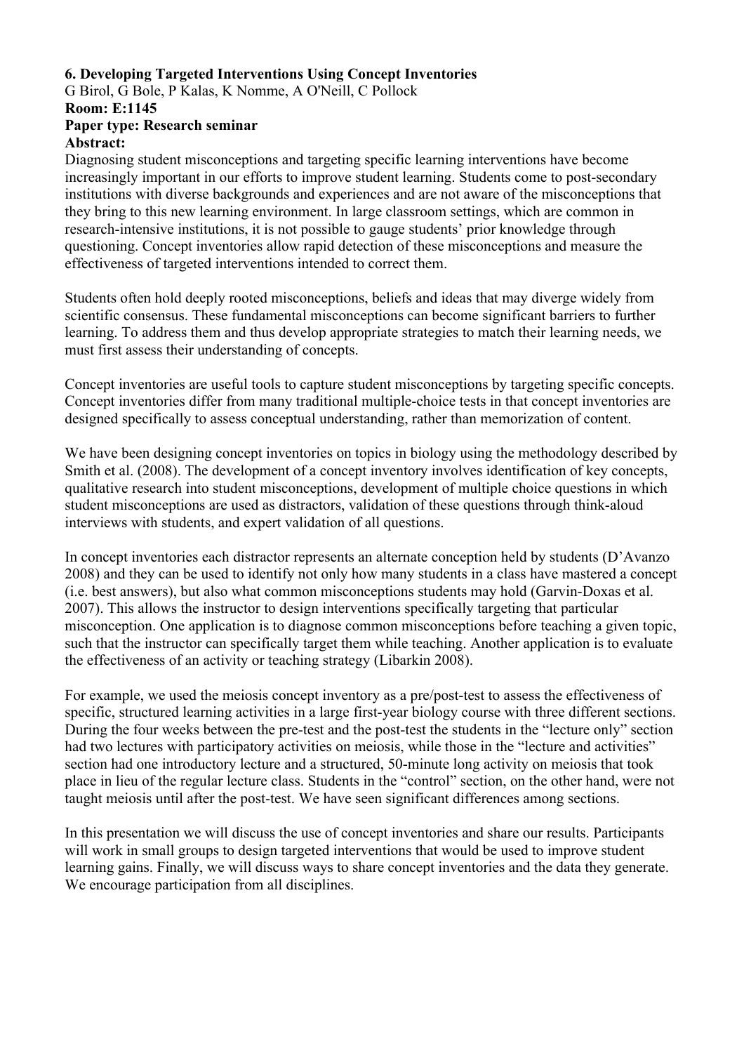**6. Developing Targeted Interventions Using Concept Inventories**

G Birol, G Bole, P Kalas, K Nomme, A O'Neill, C Pollock

**Room: E:1145**

**Paper type: Research seminar**

**Abstract:**

Diagnosing student misconceptions and targeting specific learning interventions have become increasingly important in our efforts to improve student learning. Students come to post-secondary institutions with diverse backgrounds and experiences and are not aware of the misconceptions that they bring to this new learning environment. In large classroom settings, which are common in research-intensive institutions, it is not possible to gauge students' prior knowledge through questioning. Concept inventories allow rapid detection of these misconceptions and measure the effectiveness of targeted interventions intended to correct them.

Students often hold deeply rooted misconceptions, beliefs and ideas that may diverge widely from scientific consensus. These fundamental misconceptions can become significant barriers to further learning. To address them and thus develop appropriate strategies to match their learning needs, we must first assess their understanding of concepts.

Concept inventories are useful tools to capture student misconceptions by targeting specific concepts. Concept inventories differ from many traditional multiple-choice tests in that concept inventories are designed specifically to assess conceptual understanding, rather than memorization of content.

We have been designing concept inventories on topics in biology using the methodology described by Smith et al. (2008). The development of a concept inventory involves identification of key concepts, qualitative research into student misconceptions, development of multiple choice questions in which student misconceptions are used as distractors, validation of these questions through think-aloud interviews with students, and expert validation of all questions.

In concept inventories each distractor represents an alternate conception held by students (D'Avanzo 2008) and they can be used to identify not only how many students in a class have mastered a concept (i.e. best answers), but also what common misconceptions students may hold (Garvin-Doxas et al. 2007). This allows the instructor to design interventions specifically targeting that particular misconception. One application is to diagnose common misconceptions before teaching a given topic, such that the instructor can specifically target them while teaching. Another application is to evaluate the effectiveness of an activity or teaching strategy (Libarkin 2008).

For example, we used the meiosis concept inventory as a pre/post-test to assess the effectiveness of specific, structured learning activities in a large first-year biology course with three different sections. During the four weeks between the pre-test and the post-test the students in the "lecture only" section had two lectures with participatory activities on meiosis, while those in the "lecture and activities" section had one introductory lecture and a structured, 50-minute long activity on meiosis that took place in lieu of the regular lecture class. Students in the "control" section, on the other hand, were not taught meiosis until after the post-test. We have seen significant differences among sections.

In this presentation we will discuss the use of concept inventories and share our results. Participants will work in small groups to design targeted interventions that would be used to improve student learning gains. Finally, we will discuss ways to share concept inventories and the data they generate. We encourage participation from all disciplines.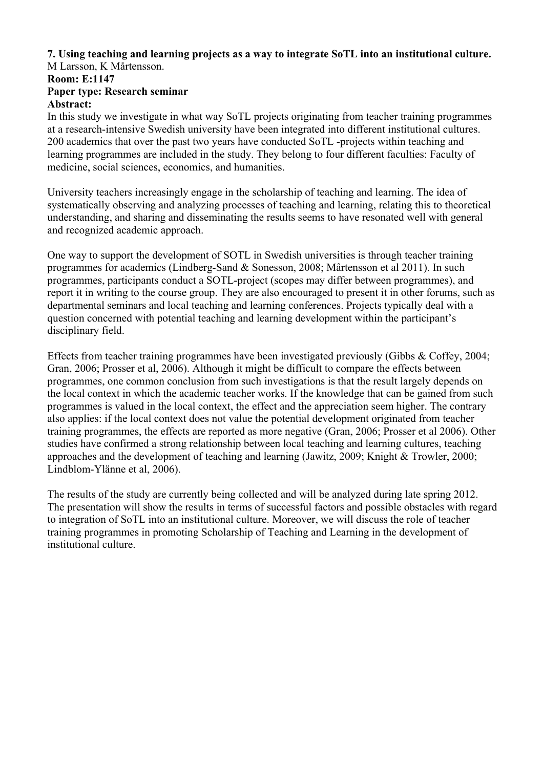**7. Using teaching and learning projects as a way to integrate SoTL into an institutional culture.**
M Larsson, K Mårtensson.
**Room: E:1147**
**Paper type: Research seminar**
**Abstract:**
In this study we investigate in what way SoTL projects originating from teacher training programmes at a research-intensive Swedish university have been integrated into different institutional cultures. 200 academics that over the past two years have conducted SoTL -projects within teaching and learning programmes are included in the study. They belong to four different faculties: Faculty of medicine, social sciences, economics, and humanities.

University teachers increasingly engage in the scholarship of teaching and learning. The idea of systematically observing and analyzing processes of teaching and learning, relating this to theoretical understanding, and sharing and disseminating the results seems to have resonated well with general and recognized academic approach.

One way to support the development of SOTL in Swedish universities is through teacher training programmes for academics (Lindberg-Sand & Sonesson, 2008; Mårtensson et al 2011). In such programmes, participants conduct a SOTL-project (scopes may differ between programmes), and report it in writing to the course group. They are also encouraged to present it in other forums, such as departmental seminars and local teaching and learning conferences. Projects typically deal with a question concerned with potential teaching and learning development within the participant's disciplinary field.

Effects from teacher training programmes have been investigated previously (Gibbs & Coffey, 2004; Gran, 2006; Prosser et al, 2006). Although it might be difficult to compare the effects between programmes, one common conclusion from such investigations is that the result largely depends on the local context in which the academic teacher works. If the knowledge that can be gained from such programmes is valued in the local context, the effect and the appreciation seem higher. The contrary also applies: if the local context does not value the potential development originated from teacher training programmes, the effects are reported as more negative (Gran, 2006; Prosser et al 2006). Other studies have confirmed a strong relationship between local teaching and learning cultures, teaching approaches and the development of teaching and learning (Jawitz, 2009; Knight & Trowler, 2000; Lindblom-Ylänne et al, 2006).

The results of the study are currently being collected and will be analyzed during late spring 2012. The presentation will show the results in terms of successful factors and possible obstacles with regard to integration of SoTL into an institutional culture. Moreover, we will discuss the role of teacher training programmes in promoting Scholarship of Teaching and Learning in the development of institutional culture.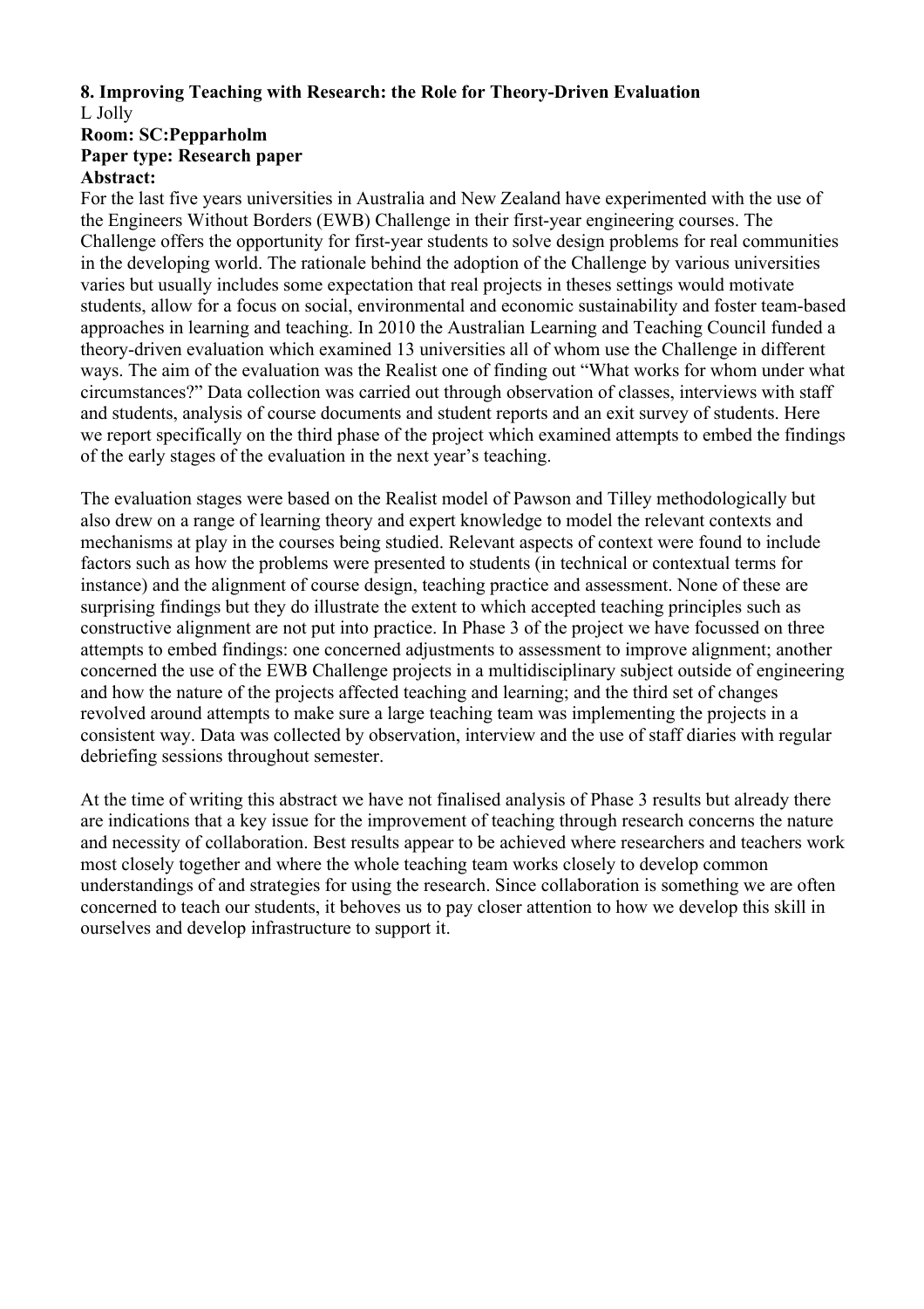**8. Improving Teaching with Research: the Role for Theory-Driven Evaluation**

L Jolly

**Room: SC:Pepparholm**

**Paper type: Research paper**

**Abstract:**

For the last five years universities in Australia and New Zealand have experimented with the use of the Engineers Without Borders (EWB) Challenge in their first-year engineering courses. The Challenge offers the opportunity for first-year students to solve design problems for real communities in the developing world. The rationale behind the adoption of the Challenge by various universities varies but usually includes some expectation that real projects in theses settings would motivate students, allow for a focus on social, environmental and economic sustainability and foster team-based approaches in learning and teaching. In 2010 the Australian Learning and Teaching Council funded a theory-driven evaluation which examined 13 universities all of whom use the Challenge in different ways. The aim of the evaluation was the Realist one of finding out "What works for whom under what circumstances?" Data collection was carried out through observation of classes, interviews with staff and students, analysis of course documents and student reports and an exit survey of students. Here we report specifically on the third phase of the project which examined attempts to embed the findings of the early stages of the evaluation in the next year's teaching.

The evaluation stages were based on the Realist model of Pawson and Tilley methodologically but also drew on a range of learning theory and expert knowledge to model the relevant contexts and mechanisms at play in the courses being studied. Relevant aspects of context were found to include factors such as how the problems were presented to students (in technical or contextual terms for instance) and the alignment of course design, teaching practice and assessment. None of these are surprising findings but they do illustrate the extent to which accepted teaching principles such as constructive alignment are not put into practice. In Phase 3 of the project we have focussed on three attempts to embed findings: one concerned adjustments to assessment to improve alignment; another concerned the use of the EWB Challenge projects in a multidisciplinary subject outside of engineering and how the nature of the projects affected teaching and learning; and the third set of changes revolved around attempts to make sure a large teaching team was implementing the projects in a consistent way. Data was collected by observation, interview and the use of staff diaries with regular debriefing sessions throughout semester.

At the time of writing this abstract we have not finalised analysis of Phase 3 results but already there are indications that a key issue for the improvement of teaching through research concerns the nature and necessity of collaboration. Best results appear to be achieved where researchers and teachers work most closely together and where the whole teaching team works closely to develop common understandings of and strategies for using the research. Since collaboration is something we are often concerned to teach our students, it behoves us to pay closer attention to how we develop this skill in ourselves and develop infrastructure to support it.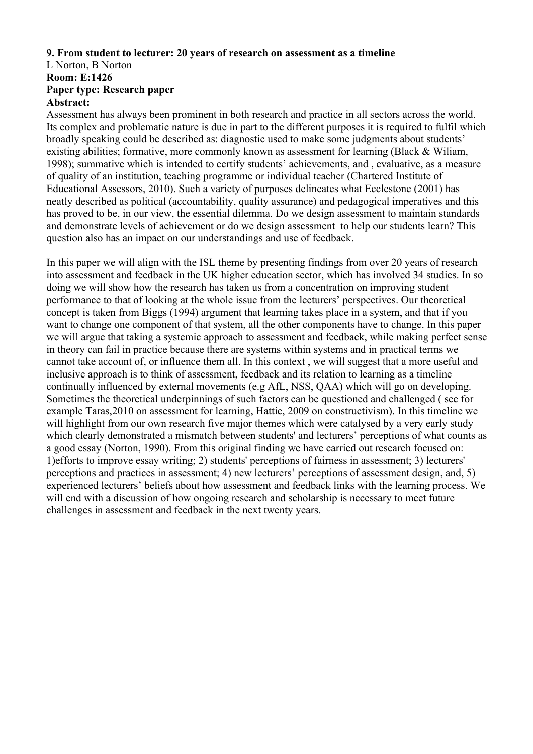**9. From student to lecturer: 20 years of research on assessment as a timeline**

L Norton, B Norton

**Room: E:1426**

**Paper type: Research paper**

**Abstract:**

Assessment has always been prominent in both research and practice in all sectors across the world. Its complex and problematic nature is due in part to the different purposes it is required to fulfil which broadly speaking could be described as: diagnostic used to make some judgments about students' existing abilities; formative, more commonly known as assessment for learning (Black & Wiliam, 1998); summative which is intended to certify students' achievements, and , evaluative, as a measure of quality of an institution, teaching programme or individual teacher (Chartered Institute of Educational Assessors, 2010). Such a variety of purposes delineates what Ecclestone (2001) has neatly described as political (accountability, quality assurance) and pedagogical imperatives and this has proved to be, in our view, the essential dilemma. Do we design assessment to maintain standards and demonstrate levels of achievement or do we design assessment to help our students learn? This question also has an impact on our understandings and use of feedback.

In this paper we will align with the ISL theme by presenting findings from over 20 years of research into assessment and feedback in the UK higher education sector, which has involved 34 studies. In so doing we will show how the research has taken us from a concentration on improving student performance to that of looking at the whole issue from the lecturers' perspectives. Our theoretical concept is taken from Biggs (1994) argument that learning takes place in a system, and that if you want to change one component of that system, all the other components have to change. In this paper we will argue that taking a systemic approach to assessment and feedback, while making perfect sense in theory can fail in practice because there are systems within systems and in practical terms we cannot take account of, or influence them all. In this context , we will suggest that a more useful and inclusive approach is to think of assessment, feedback and its relation to learning as a timeline continually influenced by external movements (e.g AfL, NSS, QAA) which will go on developing. Sometimes the theoretical underpinnings of such factors can be questioned and challenged ( see for example Taras,2010 on assessment for learning, Hattie, 2009 on constructivism). In this timeline we will highlight from our own research five major themes which were catalysed by a very early study which clearly demonstrated a mismatch between students' and lecturers' perceptions of what counts as a good essay (Norton, 1990). From this original finding we have carried out research focused on: 1)efforts to improve essay writing; 2) students' perceptions of fairness in assessment; 3) lecturers' perceptions and practices in assessment; 4) new lecturers' perceptions of assessment design, and, 5) experienced lecturers' beliefs about how assessment and feedback links with the learning process. We will end with a discussion of how ongoing research and scholarship is necessary to meet future challenges in assessment and feedback in the next twenty years.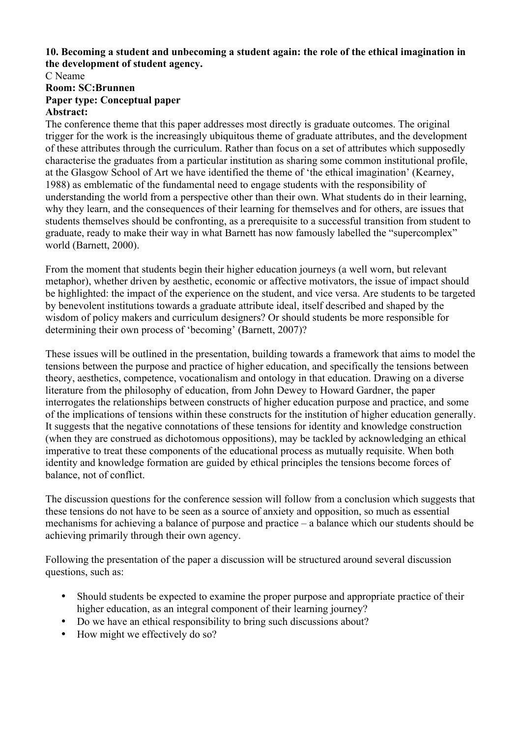**10. Becoming a student and unbecoming a student again: the role of the ethical imagination in the development of student agency.**

C Neame

**Room: SC:Brunnen**

**Paper type: Conceptual paper**

**Abstract:**

The conference theme that this paper addresses most directly is graduate outcomes. The original trigger for the work is the increasingly ubiquitous theme of graduate attributes, and the development of these attributes through the curriculum. Rather than focus on a set of attributes which supposedly characterise the graduates from a particular institution as sharing some common institutional profile, at the Glasgow School of Art we have identified the theme of 'the ethical imagination' (Kearney, 1988) as emblematic of the fundamental need to engage students with the responsibility of understanding the world from a perspective other than their own. What students do in their learning, why they learn, and the consequences of their learning for themselves and for others, are issues that students themselves should be confronting, as a prerequisite to a successful transition from student to graduate, ready to make their way in what Barnett has now famously labelled the "supercomplex" world (Barnett, 2000).

From the moment that students begin their higher education journeys (a well worn, but relevant metaphor), whether driven by aesthetic, economic or affective motivators, the issue of impact should be highlighted: the impact of the experience on the student, and vice versa. Are students to be targeted by benevolent institutions towards a graduate attribute ideal, itself described and shaped by the wisdom of policy makers and curriculum designers? Or should students be more responsible for determining their own process of 'becoming' (Barnett, 2007)?

These issues will be outlined in the presentation, building towards a framework that aims to model the tensions between the purpose and practice of higher education, and specifically the tensions between theory, aesthetics, competence, vocationalism and ontology in that education. Drawing on a diverse literature from the philosophy of education, from John Dewey to Howard Gardner, the paper interrogates the relationships between constructs of higher education purpose and practice, and some of the implications of tensions within these constructs for the institution of higher education generally. It suggests that the negative connotations of these tensions for identity and knowledge construction (when they are construed as dichotomous oppositions), may be tackled by acknowledging an ethical imperative to treat these components of the educational process as mutually requisite. When both identity and knowledge formation are guided by ethical principles the tensions become forces of balance, not of conflict.

The discussion questions for the conference session will follow from a conclusion which suggests that these tensions do not have to be seen as a source of anxiety and opposition, so much as essential mechanisms for achieving a balance of purpose and practice – a balance which our students should be achieving primarily through their own agency.

Following the presentation of the paper a discussion will be structured around several discussion questions, such as:

- Should students be expected to examine the proper purpose and appropriate practice of their higher education, as an integral component of their learning journey?
- Do we have an ethical responsibility to bring such discussions about?
- How might we effectively do so?